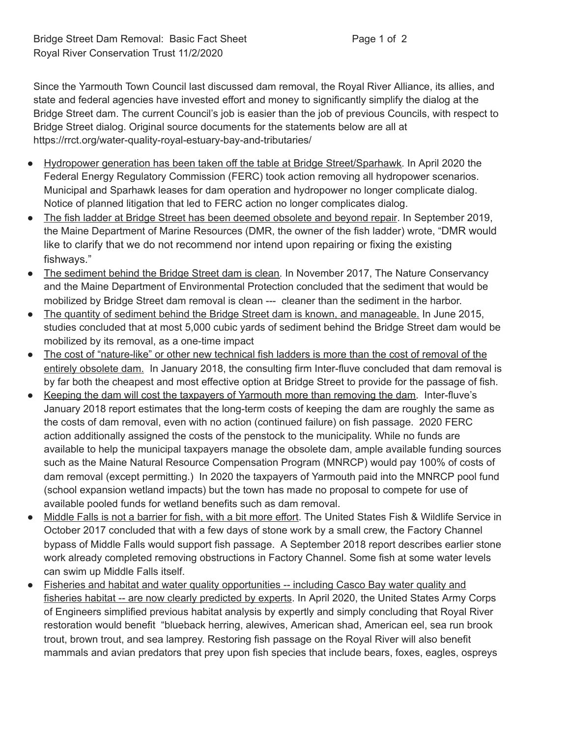Bridge Street Dam Removal: Basic Fact Sheet
Royal River Conservation Trust 11/2/2020

Since the Yarmouth Town Council last discussed dam removal, the Royal River Alliance, its allies, and state and federal agencies have invested effort and money to significantly simplify the dialog at the Bridge Street dam. The current Council's job is easier than the job of previous Councils, with respect to Bridge Street dialog. Original source documents for the statements below are all at https://rrct.org/water-quality-royal-estuary-bay-and-tributaries/

- <u>Hydropower generation has been taken off the table at Bridge Street/Sparhawk</u>. In April 2020 the Federal Energy Regulatory Commission (FERC) took action removing all hydropower scenarios. Municipal and Sparhawk leases for dam operation and hydropower no longer complicate dialog. Notice of planned litigation that led to FERC action no longer complicates dialog.
- <u>The fish ladder at Bridge Street has been deemed obsolete and beyond repair</u>. In September 2019, the Maine Department of Marine Resources (DMR, the owner of the fish ladder) wrote, "DMR would like to clarify that we do not recommend nor intend upon repairing or fixing the existing fishways."
- <u>The sediment behind the Bridge Street dam is clean</u>. In November 2017, The Nature Conservancy and the Maine Department of Environmental Protection concluded that the sediment that would be mobilized by Bridge Street dam removal is clean --- cleaner than the sediment in the harbor.
- <u>The quantity of sediment behind the Bridge Street dam is known, and manageable.</u> In June 2015, studies concluded that at most 5,000 cubic yards of sediment behind the Bridge Street dam would be mobilized by its removal, as a one-time impact
- <u>The cost of "nature-like" or other new technical fish ladders is more than the cost of removal of the entirely obsolete dam.</u> In January 2018, the consulting firm Inter-fluve concluded that dam removal is by far both the cheapest and most effective option at Bridge Street to provide for the passage of fish.
- <u>Keeping the dam will cost the taxpayers of Yarmouth more than removing the dam</u>. Inter-fluve's January 2018 report estimates that the long-term costs of keeping the dam are roughly the same as the costs of dam removal, even with no action (continued failure) on fish passage. 2020 FERC action additionally assigned the costs of the penstock to the municipality. While no funds are available to help the municipal taxpayers manage the obsolete dam, ample available funding sources such as the Maine Natural Resource Compensation Program (MNRCP) would pay 100% of costs of dam removal (except permitting.) In 2020 the taxpayers of Yarmouth paid into the MNRCP pool fund (school expansion wetland impacts) but the town has made no proposal to compete for use of available pooled funds for wetland benefits such as dam removal.
- <u>Middle Falls is not a barrier for fish, with a bit more effort</u>. The United States Fish & Wildlife Service in October 2017 concluded that with a few days of stone work by a small crew, the Factory Channel bypass of Middle Falls would support fish passage. A September 2018 report describes earlier stone work already completed removing obstructions in Factory Channel. Some fish at some water levels can swim up Middle Falls itself.
- <u>Fisheries and habitat and water quality opportunities -- including Casco Bay water quality and fisheries habitat -- are now clearly predicted by experts</u>. In April 2020, the United States Army Corps of Engineers simplified previous habitat analysis by expertly and simply concluding that Royal River restoration would benefit "blueback herring, alewives, American shad, American eel, sea run brook trout, brown trout, and sea lamprey. Restoring fish passage on the Royal River will also benefit mammals and avian predators that prey upon fish species that include bears, foxes, eagles, ospreys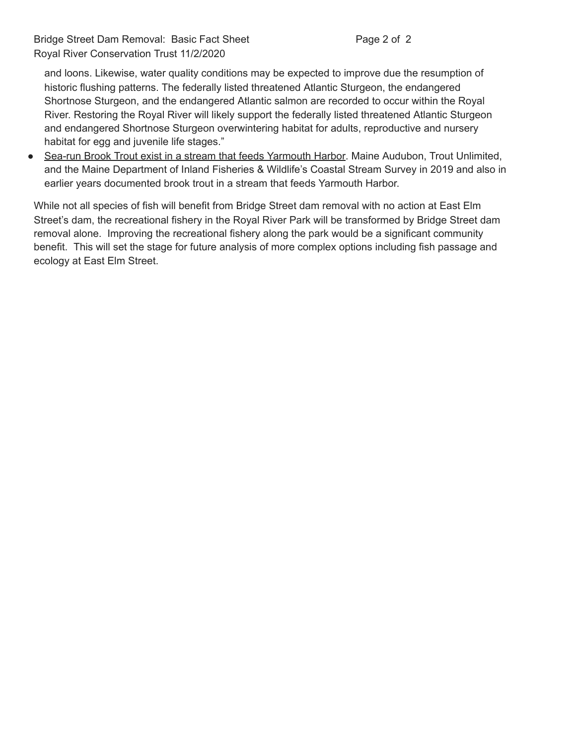and loons. Likewise, water quality conditions may be expected to improve due the resumption of historic flushing patterns. The federally listed threatened Atlantic Sturgeon, the endangered Shortnose Sturgeon, and the endangered Atlantic salmon are recorded to occur within the Royal River. Restoring the Royal River will likely support the federally listed threatened Atlantic Sturgeon and endangered Shortnose Sturgeon overwintering habitat for adults, reproductive and nursery habitat for egg and juvenile life stages."

- Sea-run Brook Trout exist in a stream that feeds Yarmouth Harbor. Maine Audubon, Trout Unlimited, and the Maine Department of Inland Fisheries & Wildlife's Coastal Stream Survey in 2019 and also in earlier years documented brook trout in a stream that feeds Yarmouth Harbor.

While not all species of fish will benefit from Bridge Street dam removal with no action at East Elm Street's dam, the recreational fishery in the Royal River Park will be transformed by Bridge Street dam removal alone. Improving the recreational fishery along the park would be a significant community benefit. This will set the stage for future analysis of more complex options including fish passage and ecology at East Elm Street.